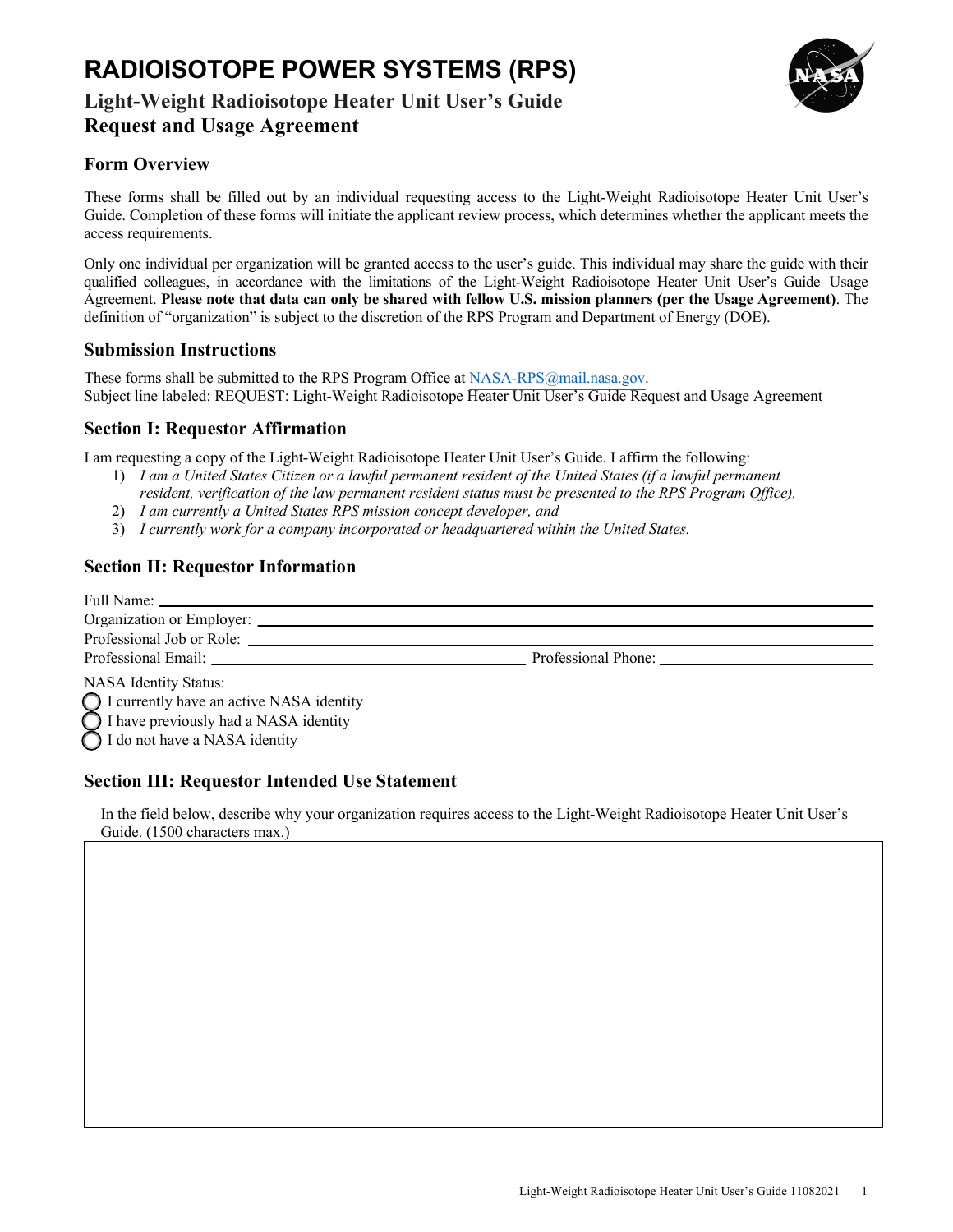# RADIOISOTOPE POWER SYSTEMS (RPS)

## Light-Weight Radioisotope Heater Unit User's Guide Request and Usage Agreement

### Form Overview

These forms shall be filled out by an individual requesting access to the Light-Weight Radioisotope Heater Unit User's Guide. Completion of these forms will initiate the applicant review process, which determines whether the applicant meets the access requirements.

Only one individual per organization will be granted access to the user's guide. This individual may share the guide with their qualified colleagues, in accordance with the limitations of the Light-Weight Radioisotope Heater Unit User's Guide Usage Agreement. **Please note that data can only be shared with fellow U.S. mission planners (per the Usage Agreement)**. The definition of "organization" is subject to the discretion of the RPS Program and Department of Energy (DOE).

### Submission Instructions

These forms shall be submitted to the RPS Program Office at NASA-RPS@mail.nasa.gov.
Subject line labeled: REQUEST: Light-Weight Radioisotope Heater Unit User's Guide Request and Usage Agreement

### Section I: Requestor Affirmation

I am requesting a copy of the Light-Weight Radioisotope Heater Unit User's Guide. I affirm the following:

1) *I am a United States Citizen or a lawful permanent resident of the United States (if a lawful permanent resident, verification of the law permanent resident status must be presented to the RPS Program Office),*
2) *I am currently a United States RPS mission concept developer, and*
3) *I currently work for a company incorporated or headquartered within the United States.*

### Section II: Requestor Information

Full Name: ____________________

Organization or Employer: ____________________

Professional Job or Role: ____________________

Professional Email: ____________________ Professional Phone: ____________________

NASA Identity Status:

- ◯ I currently have an active NASA identity
- ◯ I have previously had a NASA identity
- ◯ I do not have a NASA identity

### Section III: Requestor Intended Use Statement

In the field below, describe why your organization requires access to the Light-Weight Radioisotope Heater Unit User's Guide. (1500 characters max.)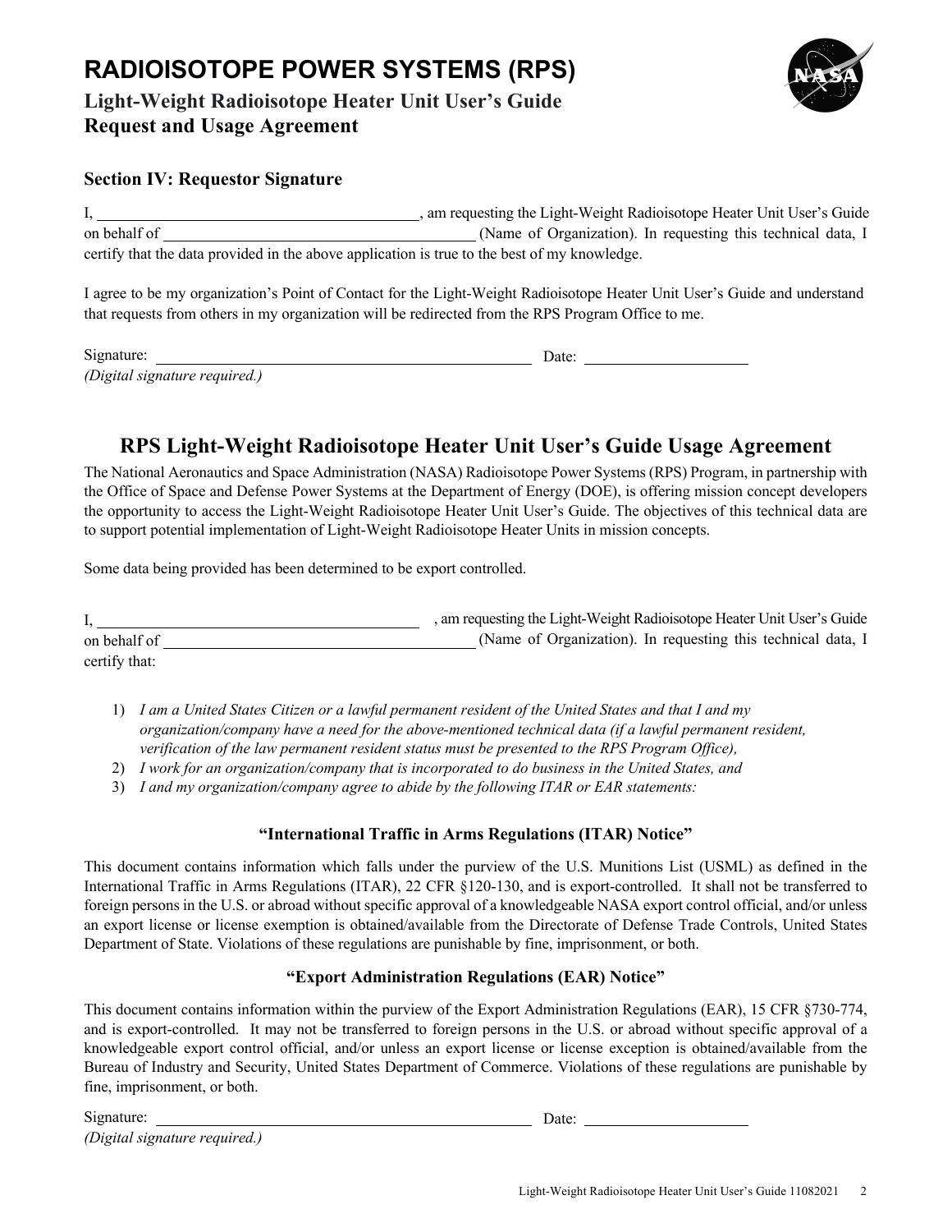# RADIOISOTOPE POWER SYSTEMS (RPS)

**Light-Weight Radioisotope Heater Unit User's Guide**
**Request and Usage Agreement**

### Section IV: Requestor Signature

I, \_\_\_\_\_\_\_\_\_\_\_\_\_\_\_\_\_\_\_\_\_\_\_\_\_\_\_\_\_\_\_\_\_\_\_\_\_\_\_\_, am requesting the Light-Weight Radioisotope Heater Unit User's Guide on behalf of \_\_\_\_\_\_\_\_\_\_\_\_\_\_\_\_\_\_\_\_\_\_\_\_\_\_\_\_\_\_\_\_\_\_\_\_\_\_\_\_ (Name of Organization). In requesting this technical data, I certify that the data provided in the above application is true to the best of my knowledge.

I agree to be my organization's Point of Contact for the Light-Weight Radioisotope Heater Unit User's Guide and understand that requests from others in my organization will be redirected from the RPS Program Office to me.

Signature: \_\_\_\_\_\_\_\_\_\_\_\_\_\_\_\_\_\_\_\_\_\_\_\_\_\_\_\_\_\_\_\_\_\_\_\_\_\_\_\_\_\_\_\_\_\_ Date: \_\_\_\_\_\_\_\_\_\_\_\_\_\_\_\_\_\_\_\_
*(Digital signature required.)*

## RPS Light-Weight Radioisotope Heater Unit User's Guide Usage Agreement

The National Aeronautics and Space Administration (NASA) Radioisotope Power Systems (RPS) Program, in partnership with the Office of Space and Defense Power Systems at the Department of Energy (DOE), is offering mission concept developers the opportunity to access the Light-Weight Radioisotope Heater Unit User's Guide. The objectives of this technical data are to support potential implementation of Light-Weight Radioisotope Heater Units in mission concepts.

Some data being provided has been determined to be export controlled.

I, \_\_\_\_\_\_\_\_\_\_\_\_\_\_\_\_\_\_\_\_\_\_\_\_\_\_\_\_\_\_\_\_\_\_\_\_\_\_\_\_ , am requesting the Light-Weight Radioisotope Heater Unit User's Guide on behalf of \_\_\_\_\_\_\_\_\_\_\_\_\_\_\_\_\_\_\_\_\_\_\_\_\_\_\_\_\_\_\_\_\_\_\_\_\_\_\_\_ (Name of Organization). In requesting this technical data, I certify that:

1) *I am a United States Citizen or a lawful permanent resident of the United States and that I and my organization/company have a need for the above-mentioned technical data (if a lawful permanent resident, verification of the law permanent resident status must be presented to the RPS Program Office),*
2) *I work for an organization/company that is incorporated to do business in the United States, and*
3) *I and my organization/company agree to abide by the following ITAR or EAR statements:*

**"International Traffic in Arms Regulations (ITAR) Notice"**

This document contains information which falls under the purview of the U.S. Munitions List (USML) as defined in the International Traffic in Arms Regulations (ITAR), 22 CFR §120-130, and is export-controlled. It shall not be transferred to foreign persons in the U.S. or abroad without specific approval of a knowledgeable NASA export control official, and/or unless an export license or license exemption is obtained/available from the Directorate of Defense Trade Controls, United States Department of State. Violations of these regulations are punishable by fine, imprisonment, or both.

**"Export Administration Regulations (EAR) Notice"**

This document contains information within the purview of the Export Administration Regulations (EAR), 15 CFR §730-774, and is export-controlled. It may not be transferred to foreign persons in the U.S. or abroad without specific approval of a knowledgeable export control official, and/or unless an export license or license exception is obtained/available from the Bureau of Industry and Security, United States Department of Commerce. Violations of these regulations are punishable by fine, imprisonment, or both.

Signature: \_\_\_\_\_\_\_\_\_\_\_\_\_\_\_\_\_\_\_\_\_\_\_\_\_\_\_\_\_\_\_\_\_\_\_\_\_\_\_\_\_\_\_\_\_\_ Date: \_\_\_\_\_\_\_\_\_\_\_\_\_\_\_\_\_\_\_\_
*(Digital signature required.)*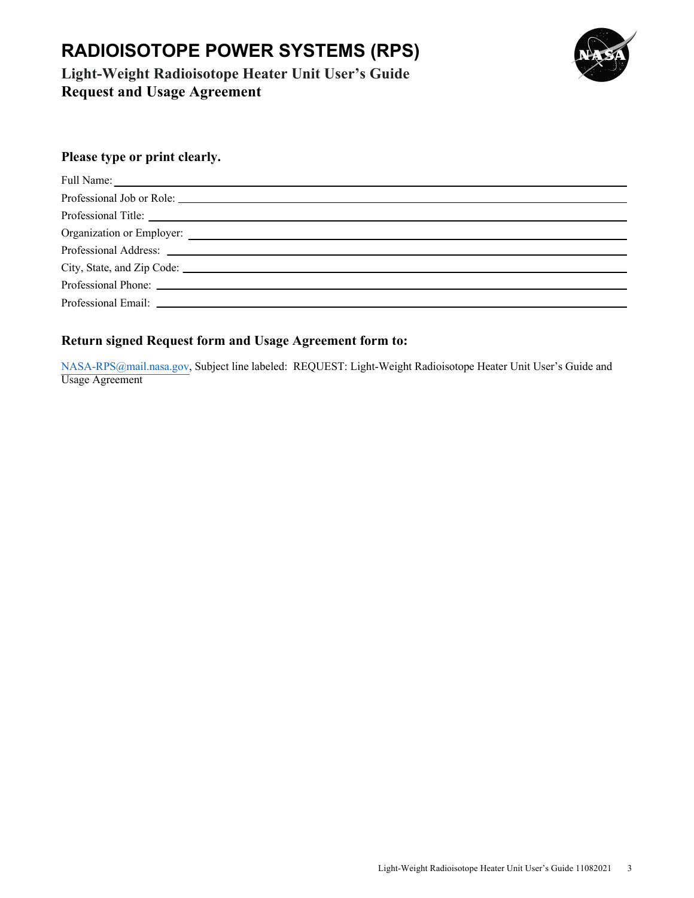# RADIOISOTOPE POWER SYSTEMS (RPS)

## Light-Weight Radioisotope Heater Unit User's Guide
## Request and Usage Agreement

### Please type or print clearly.

Full Name: ______________________________

Professional Job or Role: ______________________________

Professional Title: ______________________________

Organization or Employer: ______________________________

Professional Address: ______________________________

City, State, and Zip Code: ______________________________

Professional Phone: ______________________________

Professional Email: ______________________________

### Return signed Request form and Usage Agreement form to:

NASA-RPS@mail.nasa.gov, Subject line labeled: REQUEST: Light-Weight Radioisotope Heater Unit User's Guide and Usage Agreement